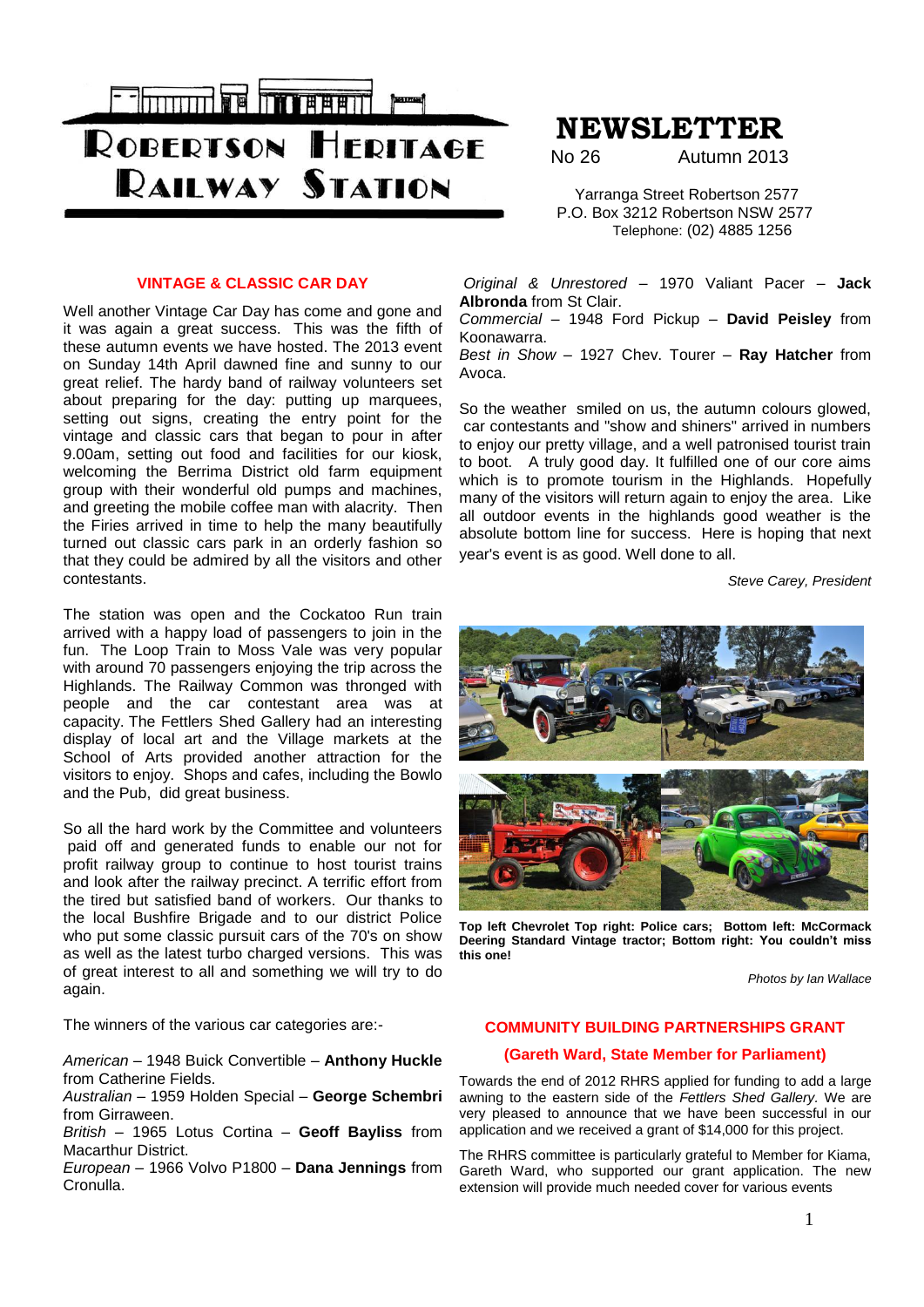# Robertson Heritage Railway Station

# NEWSLETTER

No 26 Autumn 2013

Yarranga Street Robertson 2577
P.O. Box 3212 Robertson NSW 2577
Telephone: (02) 4885 1256

## VINTAGE & CLASSIC CAR DAY

Well another Vintage Car Day has come and gone and it was again a great success. This was the fifth of these autumn events we have hosted. The 2013 event on Sunday 14th April dawned fine and sunny to our great relief. The hardy band of railway volunteers set about preparing for the day: putting up marquees, setting out signs, creating the entry point for the vintage and classic cars that began to pour in after 9.00am, setting out food and facilities for our kiosk, welcoming the Berrima District old farm equipment group with their wonderful old pumps and machines, and greeting the mobile coffee man with alacrity. Then the Firies arrived in time to help the many beautifully turned out classic cars park in an orderly fashion so that they could be admired by all the visitors and other contestants.

The station was open and the Cockatoo Run train arrived with a happy load of passengers to join in the fun. The Loop Train to Moss Vale was very popular with around 70 passengers enjoying the trip across the Highlands. The Railway Common was thronged with people and the car contestant area was at capacity. The Fettlers Shed Gallery had an interesting display of local art and the Village markets at the School of Arts provided another attraction for the visitors to enjoy. Shops and cafes, including the Bowlo and the Pub, did great business.

So all the hard work by the Committee and volunteers paid off and generated funds to enable our not for profit railway group to continue to host tourist trains and look after the railway precinct. A terrific effort from the tired but satisfied band of workers. Our thanks to the local Bushfire Brigade and to our district Police who put some classic pursuit cars of the 70's on show as well as the latest turbo charged versions. This was of great interest to all and something we will try to do again.

The winners of the various car categories are:-

*American* – 1948 Buick Convertible – **Anthony Huckle** from Catherine Fields.
*Australian* – 1959 Holden Special – **George Schembri** from Girraween.
*British* – 1965 Lotus Cortina – **Geoff Bayliss** from Macarthur District.
*European* – 1966 Volvo P1800 – **Dana Jennings** from Cronulla.
*Original & Unrestored* – 1970 Valiant Pacer – **Jack Albronda** from St Clair.
*Commercial* – 1948 Ford Pickup – **David Peisley** from Koonawarra.
*Best in Show* – 1927 Chev. Tourer – **Ray Hatcher** from Avoca.

So the weather smiled on us, the autumn colours glowed, car contestants and "show and shiners" arrived in numbers to enjoy our pretty village, and a well patronised tourist train to boot. A truly good day. It fulfilled one of our core aims which is to promote tourism in the Highlands. Hopefully many of the visitors will return again to enjoy the area. Like all outdoor events in the highlands good weather is the absolute bottom line for success. Here is hoping that next year's event is as good. Well done to all.

*Steve Carey, President*

**Top left Chevrolet Top right: Police cars; Bottom left: McCormack Deering Standard Vintage tractor; Bottom right: You couldn't miss this one!**

*Photos by Ian Wallace*

## COMMUNITY BUILDING PARTNERSHIPS GRANT

### (Gareth Ward, State Member for Parliament)

Towards the end of 2012 RHRS applied for funding to add a large awning to the eastern side of the *Fettlers Shed Gallery.* We are very pleased to announce that we have been successful in our application and we received a grant of $14,000 for this project.

The RHRS committee is particularly grateful to Member for Kiama, Gareth Ward, who supported our grant application. The new extension will provide much needed cover for various events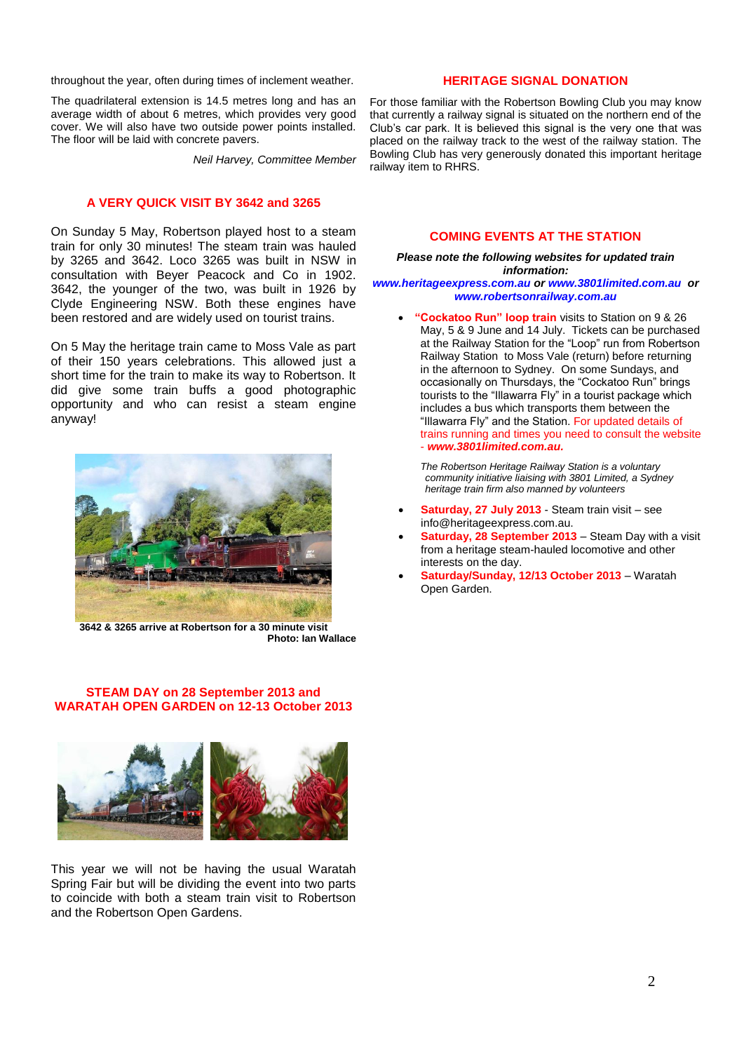throughout the year, often during times of inclement weather.

The quadrilateral extension is 14.5 metres long and has an average width of about 6 metres, which provides very good cover. We will also have two outside power points installed. The floor will be laid with concrete pavers.

*Neil Harvey, Committee Member*

## A VERY QUICK VISIT BY 3642 and 3265

On Sunday 5 May, Robertson played host to a steam train for only 30 minutes! The steam train was hauled by 3265 and 3642. Loco 3265 was built in NSW in consultation with Beyer Peacock and Co in 1902. 3642, the younger of the two, was built in 1926 by Clyde Engineering NSW. Both these engines have been restored and are widely used on tourist trains.

On 5 May the heritage train came to Moss Vale as part of their 150 years celebrations. This allowed just a short time for the train to make its way to Robertson. It did give some train buffs a good photographic opportunity and who can resist a steam engine anyway!

**3642 & 3265 arrive at Robertson for a 30 minute visit**
**Photo: Ian Wallace**

## STEAM DAY on 28 September 2013 and WARATAH OPEN GARDEN on 12-13 October 2013

This year we will not be having the usual Waratah Spring Fair but will be dividing the event into two parts to coincide with both a steam train visit to Robertson and the Robertson Open Gardens.

## HERITAGE SIGNAL DONATION

For those familiar with the Robertson Bowling Club you may know that currently a railway signal is situated on the northern end of the Club's car park. It is believed this signal is the very one that was placed on the railway track to the west of the railway station. The Bowling Club has very generously donated this important heritage railway item to RHRS.

## COMING EVENTS AT THE STATION

***Please note the following websites for updated train information:***
***www.heritageexpress.com.au or www.3801limited.com.au or www.robertsonrailway.com.au***

- **"Cockatoo Run" loop train** visits to Station on 9 & 26 May, 5 & 9 June and 14 July. Tickets can be purchased at the Railway Station for the "Loop" run from Robertson Railway Station to Moss Vale (return) before returning in the afternoon to Sydney. On some Sundays, and occasionally on Thursdays, the "Cockatoo Run" brings tourists to the "Illawarra Fly" in a tourist package which includes a bus which transports them between the "Illawarra Fly" and the Station. For updated details of trains running and times you need to consult the website - ***www.3801limited.com.au.***

  *The Robertson Heritage Railway Station is a voluntary community initiative liaising with 3801 Limited, a Sydney heritage train firm also manned by volunteers*

- **Saturday, 27 July 2013** - Steam train visit – see info@heritageexpress.com.au.
- **Saturday, 28 September 2013** – Steam Day with a visit from a heritage steam-hauled locomotive and other interests on the day.
- **Saturday/Sunday, 12/13 October 2013** – Waratah Open Garden.